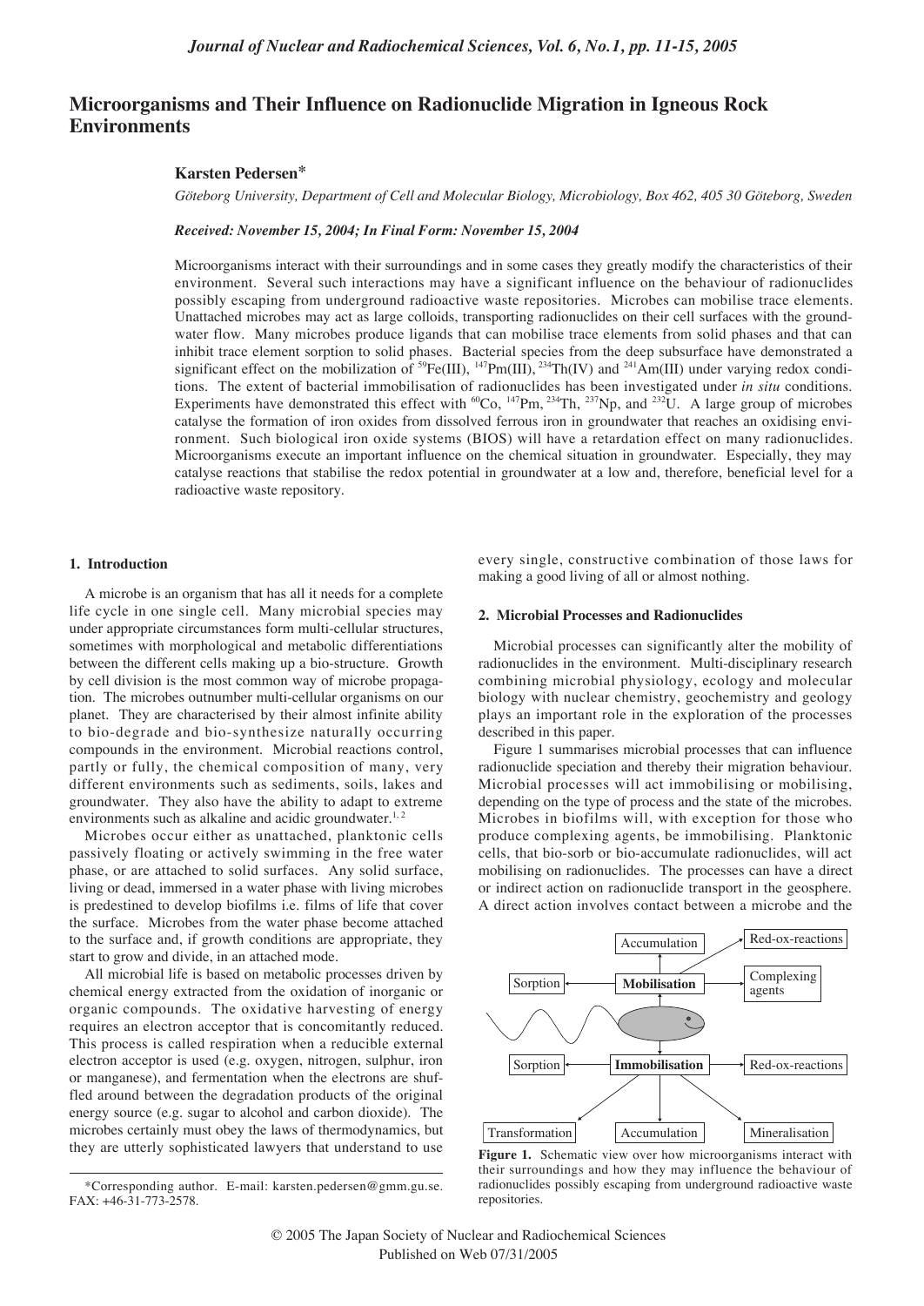# Microorganisms and Their Influence on Radionuclide Migration in Igneous Rock Environments

**Karsten Pedersen***

*Göteborg University, Department of Cell and Molecular Biology, Microbiology, Box 462, 405 30 Göteborg, Sweden*

***Received: November 15, 2004; In Final Form: November 15, 2004***

Microorganisms interact with their surroundings and in some cases they greatly modify the characteristics of their environment. Several such interactions may have a significant influence on the behaviour of radionuclides possibly escaping from underground radioactive waste repositories. Microbes can mobilise trace elements. Unattached microbes may act as large colloids, transporting radionuclides on their cell surfaces with the groundwater flow. Many microbes produce ligands that can mobilise trace elements from solid phases and that can inhibit trace element sorption to solid phases. Bacterial species from the deep subsurface have demonstrated a significant effect on the mobilization of $^{59}$Fe(III), $^{147}$Pm(III), $^{234}$Th(IV) and $^{241}$Am(III) under varying redox conditions. The extent of bacterial immobilisation of radionuclides has been investigated under *in situ* conditions. Experiments have demonstrated this effect with $^{60}$Co, $^{147}$Pm, $^{234}$Th, $^{237}$Np, and $^{232}$U. A large group of microbes catalyse the formation of iron oxides from dissolved ferrous iron in groundwater that reaches an oxidising environment. Such biological iron oxide systems (BIOS) will have a retardation effect on many radionuclides. Microorganisms execute an important influence on the chemical situation in groundwater. Especially, they may catalyse reactions that stabilise the redox potential in groundwater at a low and, therefore, beneficial level for a radioactive waste repository.

## 1. Introduction

A microbe is an organism that has all it needs for a complete life cycle in one single cell. Many microbial species may under appropriate circumstances form multi-cellular structures, sometimes with morphological and metabolic differentiations between the different cells making up a bio-structure. Growth by cell division is the most common way of microbe propagation. The microbes outnumber multi-cellular organisms on our planet. They are characterised by their almost infinite ability to bio-degrade and bio-synthesize naturally occurring compounds in the environment. Microbial reactions control, partly or fully, the chemical composition of many, very different environments such as sediments, soils, lakes and groundwater. They also have the ability to adapt to extreme environments such as alkaline and acidic groundwater.[1, 2]

Microbes occur either as unattached, planktonic cells passively floating or actively swimming in the free water phase, or are attached to solid surfaces. Any solid surface, living or dead, immersed in a water phase with living microbes is predestined to develop biofilms i.e. films of life that cover the surface. Microbes from the water phase become attached to the surface and, if growth conditions are appropriate, they start to grow and divide, in an attached mode.

All microbial life is based on metabolic processes driven by chemical energy extracted from the oxidation of inorganic or organic compounds. The oxidative harvesting of energy requires an electron acceptor that is concomitantly reduced. This process is called respiration when a reducible external electron acceptor is used (e.g. oxygen, nitrogen, sulphur, iron or manganese), and fermentation when the electrons are shuffled around between the degradation products of the original energy source (e.g. sugar to alcohol and carbon dioxide). The microbes certainly must obey the laws of thermodynamics, but they are utterly sophisticated lawyers that understand to use every single, constructive combination of those laws for making a good living of all or almost nothing.

## 2. Microbial Processes and Radionuclides

Microbial processes can significantly alter the mobility of radionuclides in the environment. Multi-disciplinary research combining microbial physiology, ecology and molecular biology with nuclear chemistry, geochemistry and geology plays an important role in the exploration of the processes described in this paper.

Figure 1 summarises microbial processes that can influence radionuclide speciation and thereby their migration behaviour. Microbial processes will act immobilising or mobilising, depending on the type of process and the state of the microbes. Microbes in biofilms will, with exception for those who produce complexing agents, be immobilising. Planktonic cells, that bio-sorb or bio-accumulate radionuclides, will act mobilising on radionuclides. The processes can have a direct or indirect action on radionuclide transport in the geosphere. A direct action involves contact between a microbe and the

**Figure 1.** Schematic view over how microorganisms interact with their surroundings and how they may influence the behaviour of radionuclides possibly escaping from underground radioactive waste repositories.

*Corresponding author. E-mail: karsten.pedersen@gmm.gu.se. FAX: +46-31-773-2578.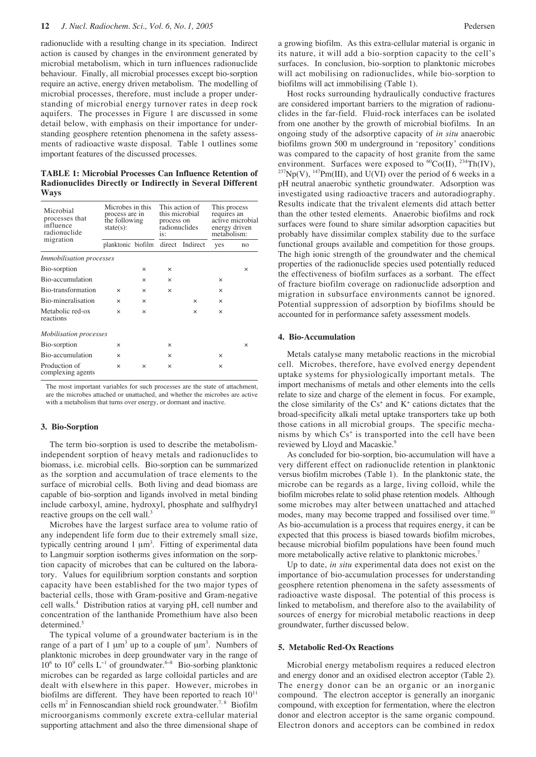radionuclide with a resulting change in its speciation. Indirect action is caused by changes in the environment generated by microbial metabolism, which in turn influences radionuclide behaviour. Finally, all microbial processes except bio-sorption require an active, energy driven metabolism. The modelling of microbial processes, therefore, must include a proper understanding of microbial energy turnover rates in deep rock aquifers. The processes in Figure 1 are discussed in some detail below, with emphasis on their importance for understanding geosphere retention phenomena in the safety assessments of radioactive waste disposal. Table 1 outlines some important features of the discussed processes.

**TABLE 1: Microbial Processes Can Influence Retention of Radionuclides Directly or Indirectly in Several Different Ways**

| Microbial processes that influence radionuclide migration | Microbes in this process are in the following state(s): | | This action of this microbial process on radionuclides is: | | This process requires an active microbial energy driven metabolism: | |
|---|---|---|---|---|---|---|
| | planktonic | biofilm | direct | Indirect | yes | no |
| *Immobilisation processes* | | | | | | |
| Bio-sorption | | × | × | | | × |
| Bio-accumulation | | × | × | | × | |
| Bio-transformation | × | × | × | | × | |
| Bio-mineralisation | × | × | | × | × | |
| Metabolic red-ox reactions | × | × | | × | × | |
| *Mobilisation processes* | | | | | | |
| Bio-sorption | × | | × | | | × |
| Bio-accumulation | × | | × | | × | |
| Production of complexing agents | × | × | × | | × | |

The most important variables for such processes are the state of attachment, are the microbes attached or unattached, and whether the microbes are active with a metabolism that turns over energy, or dormant and inactive.

### 3. Bio-Sorption

The term bio-sorption is used to describe the metabolism-independent sorption of heavy metals and radionuclides to biomass, i.e. microbial cells. Bio-sorption can be summarized as the sorption and accumulation of trace elements to the surface of microbial cells. Both living and dead biomass are capable of bio-sorption and ligands involved in metal binding include carboxyl, amine, hydroxyl, phosphate and sulfhydryl reactive groups on the cell wall.[3]

Microbes have the largest surface area to volume ratio of any independent life form due to their extremely small size, typically centring around 1 $\mu m^3$. Fitting of experimental data to Langmuir sorption isotherms gives information on the sorption capacity of microbes that can be cultured on the laboratory. Values for equilibrium sorption constants and sorption capacity have been established for the two major types of bacterial cells, those with Gram-positive and Gram-negative cell walls.[4] Distribution ratios at varying pH, cell number and concentration of the lanthanide Promethium have also been determined.[5]

The typical volume of a groundwater bacterium is in the range of a part of 1 $\mu m^3$ up to a couple of $\mu m^3$. Numbers of planktonic microbes in deep groundwater vary in the range of $10^6$ to $10^9$ cells $L^{-1}$ of groundwater.[6–8] Bio-sorbing planktonic microbes can be regarded as large colloidal particles and are dealt with elsewhere in this paper. However, microbes in biofilms are different. They have been reported to reach $10^{11}$ cells $m^2$ in Fennoscandian shield rock groundwater.[7, 8] Biofilm microorganisms commonly excrete extra-cellular material supporting attachment and also the three dimensional shape of a growing biofilm. As this extra-cellular material is organic in its nature, it will add a bio-sorption capacity to the cell's surfaces. In conclusion, bio-sorption to planktonic microbes will act mobilising on radionuclides, while bio-sorption to biofilms will act immobilising (Table 1).

Host rocks surrounding hydraulically conductive fractures are considered important barriers to the migration of radionuclides in the far-field. Fluid-rock interfaces can be isolated from one another by the growth of microbial biofilms. In an ongoing study of the adsorptive capacity of *in situ* anaerobic biofilms grown 500 m underground in 'repository' conditions was compared to the capacity of host granite from the same environment. Surfaces were exposed to $^{60}Co(II)$, $^{234}Th(IV)$, $^{237}Np(V)$, $^{147}Pm(III)$, and U(VI) over the period of 6 weeks in a pH neutral anaerobic synthetic groundwater. Adsorption was investigated using radioactive tracers and autoradiography. Results indicate that the trivalent elements did attach better than the other tested elements. Anaerobic biofilms and rock surfaces were found to share similar adsorption capacities but probably have dissimilar complex stability due to the surface functional groups available and competition for those groups. The high ionic strength of the groundwater and the chemical properties of the radionuclide species used potentially reduced the effectiveness of biofilm surfaces as a sorbant. The effect of fracture biofilm coverage on radionuclide adsorption and migration in subsurface environments cannot be ignored. Potential suppression of adsorption by biofilms should be accounted for in performance safety assessment models.

### 4. Bio-Accumulation

Metals catalyse many metabolic reactions in the microbial cell. Microbes, therefore, have evolved energy dependent uptake systems for physiologically important metals. The import mechanisms of metals and other elements into the cells relate to size and charge of the element in focus. For example, the close similarity of the $Cs^+$ and $K^+$ cations dictates that the broad-specificity alkali metal uptake transporters take up both those cations in all microbial groups. The specific mechanisms by which $Cs^+$ is transported into the cell have been reviewed by Lloyd and Macaskie.[9]

As concluded for bio-sorption, bio-accumulation will have a very different effect on radionuclide retention in planktonic versus biofilm microbes (Table 1). In the planktonic state, the microbe can be regarded as a large, living colloid, while the biofilm microbes relate to solid phase retention models. Although some microbes may alter between unattached and attached modes, many may become trapped and fossilised over time.[10] As bio-accumulation is a process that requires energy, it can be expected that this process is biased towards biofilm microbes, because microbial biofilm populations have been found much more metabolically active relative to planktonic microbes.[7]

Up to date, *in situ* experimental data does not exist on the importance of bio-accumulation processes for understanding geosphere retention phenomena in the safety assessments of radioactive waste disposal. The potential of this process is linked to metabolism, and therefore also to the availability of sources of energy for microbial metabolic reactions in deep groundwater, further discussed below.

### 5. Metabolic Red-Ox Reactions

Microbial energy metabolism requires a reduced electron and energy donor and an oxidised electron acceptor (Table 2). The energy donor can be an organic or an inorganic compound. The electron acceptor is generally an inorganic compound, with exception for fermentation, where the electron donor and electron acceptor is the same organic compound. Electron donors and acceptors can be combined in redox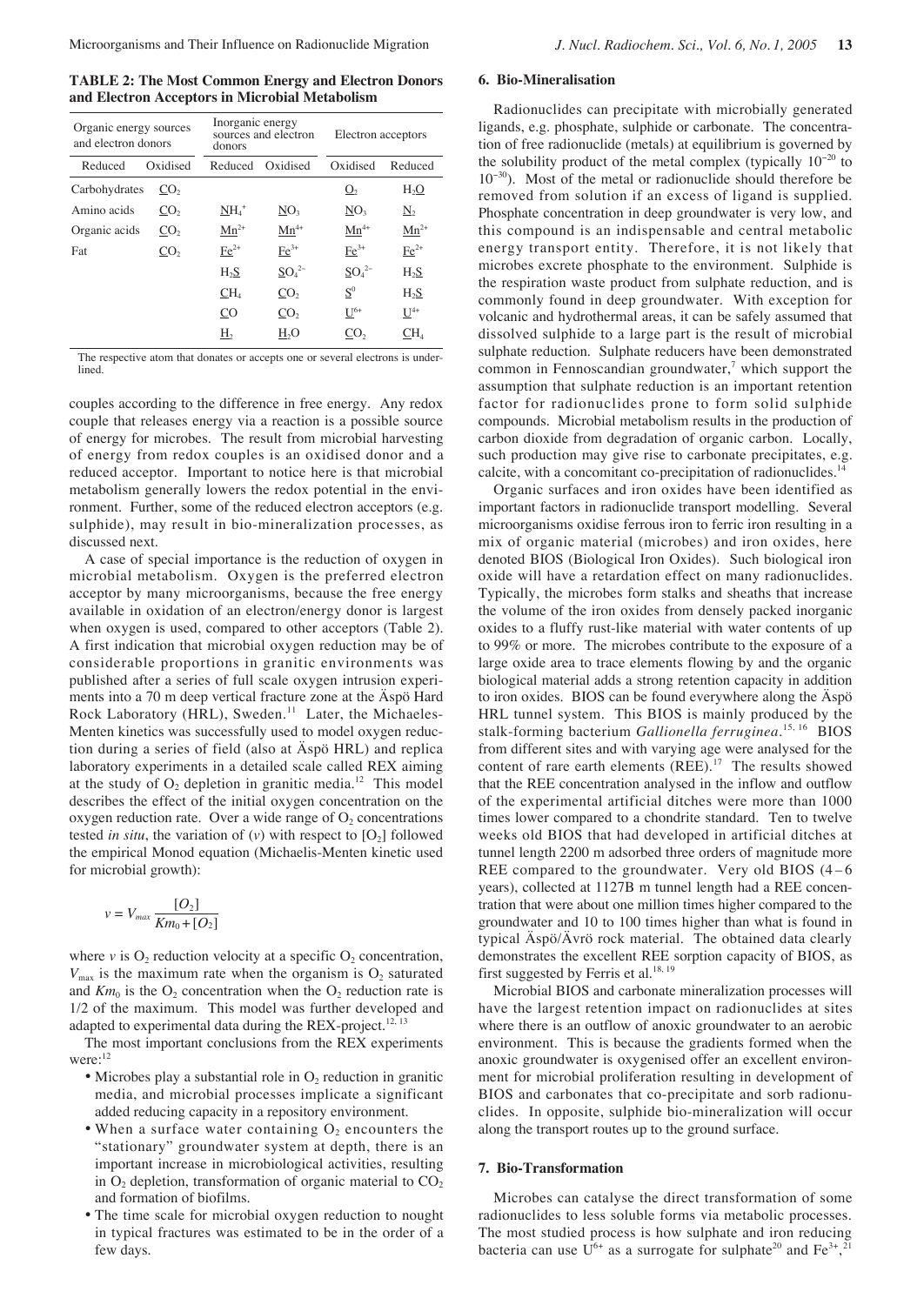**TABLE 2: The Most Common Energy and Electron Donors and Electron Acceptors in Microbial Metabolism**

| Organic energy sources and electron donors | | Inorganic energy sources and electron donors | | Electron acceptors | |
|---|---|---|---|---|---|
| Reduced | Oxidised | Reduced | Oxidised | Oxidised | Reduced |
| Carbohydrates | $\underline{C}O_2$ | | | $\underline{O}_2$ | $H_2\underline{O}$ |
| Amino acids | $\underline{C}O_2$ | $\underline{N}H_4^+$ | $\underline{N}O_3$ | $\underline{N}O_3$ | $\underline{N}_2$ |
| Organic acids | $\underline{C}O_2$ | $\underline{Mn}^{2+}$ | $\underline{Mn}^{4+}$ | $\underline{Mn}^{4+}$ | $\underline{Mn}^{2+}$ |
| Fat | $\underline{C}O_2$ | $\underline{Fe}^{2+}$ | $\underline{Fe}^{3+}$ | $\underline{Fe}^{3+}$ | $\underline{Fe}^{2+}$ |
| | | $H_2\underline{S}$ | $\underline{S}O_4^{2-}$ | $\underline{S}O_4^{2-}$ | $H_2\underline{S}$ |
| | | $\underline{C}H_4$ | $\underline{C}O_2$ | $\underline{S}^0$ | $H_2\underline{S}$ |
| | | $\underline{C}O$ | $\underline{C}O_2$ | $\underline{U}^{6+}$ | $\underline{U}^{4+}$ |
| | | $\underline{H}_2$ | $\underline{H}_2O$ | $\underline{C}O_2$ | $\underline{C}H_4$ |

The respective atom that donates or accepts one or several electrons is underlined.

couples according to the difference in free energy. Any redox couple that releases energy via a reaction is a possible source of energy for microbes. The result from microbial harvesting of energy from redox couples is an oxidised donor and a reduced acceptor. Important to notice here is that microbial metabolism generally lowers the redox potential in the environment. Further, some of the reduced electron acceptors (e.g. sulphide), may result in bio-mineralization processes, as discussed next.

A case of special importance is the reduction of oxygen in microbial metabolism. Oxygen is the preferred electron acceptor by many microorganisms, because the free energy available in oxidation of an electron/energy donor is largest when oxygen is used, compared to other acceptors (Table 2). A first indication that microbial oxygen reduction may be of considerable proportions in granitic environments was published after a series of full scale oxygen intrusion experiments into a 70 m deep vertical fracture zone at the Äspö Hard Rock Laboratory (HRL), Sweden.[11] Later, the Michaelis-Menten kinetics was successfully used to model oxygen reduction during a series of field (also at Äspö HRL) and replica laboratory experiments in a detailed scale called REX aiming at the study of $O_2$ depletion in granitic media.[12] This model describes the effect of the initial oxygen concentration on the oxygen reduction rate. Over a wide range of $O_2$ concentrations tested *in situ*, the variation of ($v$) with respect to $[O_2]$ followed the empirical Monod equation (Michaelis-Menten kinetic used for microbial growth):

$$v = V_{max}\,\frac{[O_2]}{Km_0 + [O_2]}$$

where $v$ is $O_2$ reduction velocity at a specific $O_2$ concentration, $V_{max}$ is the maximum rate when the organism is $O_2$ saturated and $Km_0$ is the $O_2$ concentration when the $O_2$ reduction rate is 1/2 of the maximum. This model was further developed and adapted to experimental data during the REX-project.[12, 13]

The most important conclusions from the REX experiments were:[12]

- Microbes play a substantial role in $O_2$ reduction in granitic media, and microbial processes implicate a significant added reducing capacity in a repository environment.
- When a surface water containing $O_2$ encounters the "stationary" groundwater system at depth, there is an important increase in microbiological activities, resulting in $O_2$ depletion, transformation of organic material to $CO_2$ and formation of biofilms.
- The time scale for microbial oxygen reduction to nought in typical fractures was estimated to be in the order of a few days.

## 6. Bio-Mineralisation

Radionuclides can precipitate with microbially generated ligands, e.g. phosphate, sulphide or carbonate. The concentration of free radionuclide (metals) at equilibrium is governed by the solubility product of the metal complex (typically $10^{-20}$ to $10^{-30}$). Most of the metal or radionuclide should therefore be removed from solution if an excess of ligand is supplied. Phosphate concentration in deep groundwater is very low, and this compound is an indispensable and central metabolic energy transport entity. Therefore, it is not likely that microbes excrete phosphate to the environment. Sulphide is the respiration waste product from sulphate reduction, and is commonly found in deep groundwater. With exception for volcanic and hydrothermal areas, it can be safely assumed that dissolved sulphide to a large part is the result of microbial sulphate reduction. Sulphate reducers have been demonstrated common in Fennoscandian groundwater,[7] which support the assumption that sulphate reduction is an important retention factor for radionuclides prone to form solid sulphide compounds. Microbial metabolism results in the production of carbon dioxide from degradation of organic carbon. Locally, such production may give rise to carbonate precipitates, e.g. calcite, with a concomitant co-precipitation of radionuclides.[14]

Organic surfaces and iron oxides have been identified as important factors in radionuclide transport modelling. Several microorganisms oxidise ferrous iron to ferric iron resulting in a mix of organic material (microbes) and iron oxides, here denoted BIOS (Biological Iron Oxides). Such biological iron oxide will have a retardation effect on many radionuclides. Typically, the microbes form stalks and sheaths that increase the volume of the iron oxides from densely packed inorganic oxides to a fluffy rust-like material with water contents of up to 99% or more. The microbes contribute to the exposure of a large oxide area to trace elements flowing by and the organic biological material adds a strong retention capacity in addition to iron oxides. BIOS can be found everywhere along the Äspö HRL tunnel system. This BIOS is mainly produced by the stalk-forming bacterium *Gallionella ferruginea*.[15, 16] BIOS from different sites and with varying age were analysed for the content of rare earth elements (REE).[17] The results showed that the REE concentration analysed in the inflow and outflow of the experimental artificial ditches were more than 1000 times lower compared to a chondrite standard. Ten to twelve weeks old BIOS that had developed in artificial ditches at tunnel length 2200 m adsorbed three orders of magnitude more REE compared to the groundwater. Very old BIOS (4 – 6 years), collected at 1127B m tunnel length had a REE concentration that were about one million times higher compared to the groundwater and 10 to 100 times higher than what is found in typical Äspö/Ävrö rock material. The obtained data clearly demonstrates the excellent REE sorption capacity of BIOS, as first suggested by Ferris et al.[18, 19]

Microbial BIOS and carbonate mineralization processes will have the largest retention impact on radionuclides at sites where there is an outflow of anoxic groundwater to an aerobic environment. This is because the gradients formed when the anoxic groundwater is oxygenised offer an excellent environment for microbial proliferation resulting in development of BIOS and carbonates that co-precipitate and sorb radionuclides. In opposite, sulphide bio-mineralization will occur along the transport routes up to the ground surface.

## 7. Bio-Transformation

Microbes can catalyse the direct transformation of some radionuclides to less soluble forms via metabolic processes. The most studied process is how sulphate and iron reducing bacteria can use $U^{6+}$ as a surrogate for sulphate[20] and $Fe^{3+}$,[21]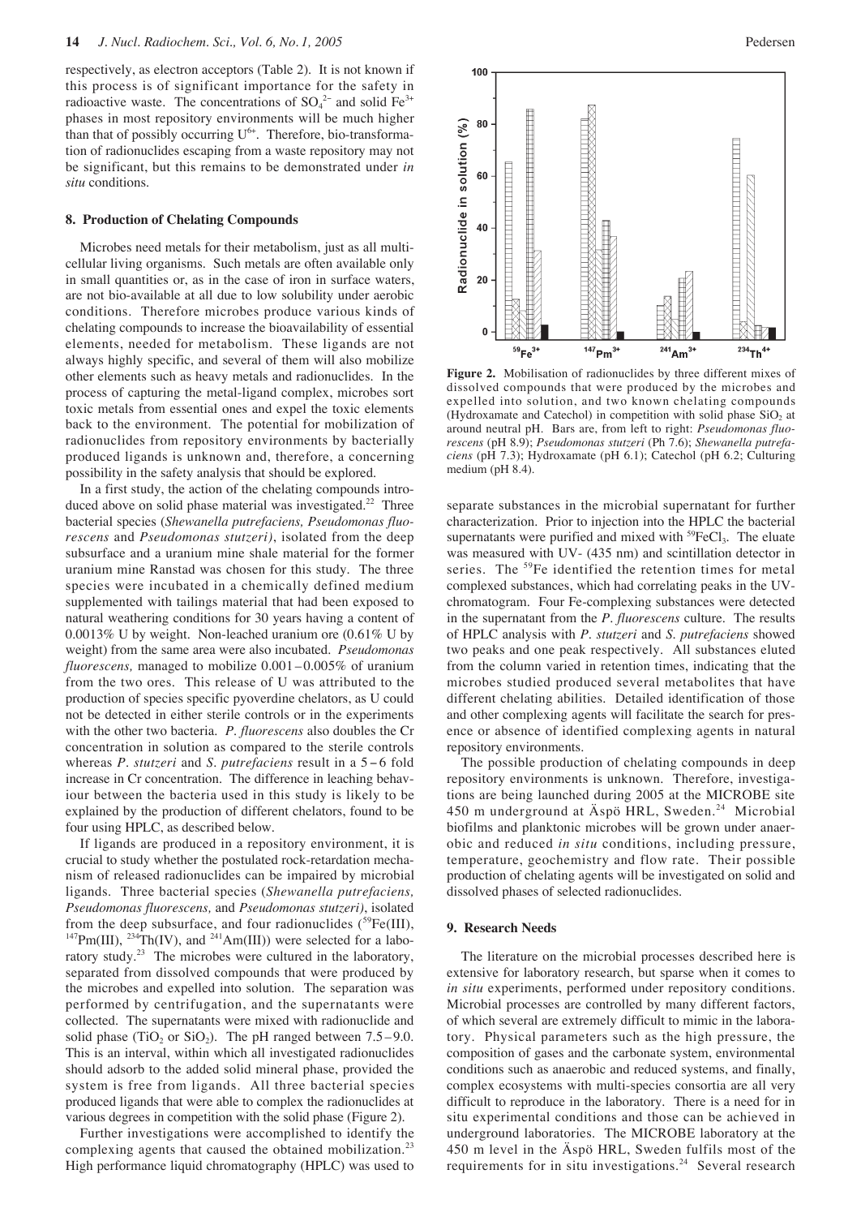respectively, as electron acceptors (Table 2). It is not known if this process is of significant importance for the safety in radioactive waste. The concentrations of $SO_4^{2-}$ and solid $Fe^{3+}$ phases in most repository environments will be much higher than that of possibly occurring $U^{6+}$. Therefore, bio-transformation of radionuclides escaping from a waste repository may not be significant, but this remains to be demonstrated under *in situ* conditions.

## 8. Production of Chelating Compounds

Microbes need metals for their metabolism, just as all multicellular living organisms. Such metals are often available only in small quantities or, as in the case of iron in surface waters, are not bio-available at all due to low solubility under aerobic conditions. Therefore microbes produce various kinds of chelating compounds to increase the bioavailability of essential elements, needed for metabolism. These ligands are not always highly specific, and several of them will also mobilize other elements such as heavy metals and radionuclides. In the process of capturing the metal-ligand complex, microbes sort toxic metals from essential ones and expel the toxic elements back to the environment. The potential for mobilization of radionuclides from repository environments by bacterially produced ligands is unknown and, therefore, a concerning possibility in the safety analysis that should be explored.

In a first study, the action of the chelating compounds introduced above on solid phase material was investigated.[22] Three bacterial species (*Shewanella putrefaciens, Pseudomonas fluorescens* and *Pseudomonas stutzeri)*, isolated from the deep subsurface and a uranium mine shale material for the former uranium mine Ranstad was chosen for this study. The three species were incubated in a chemically defined medium supplemented with tailings material that had been exposed to natural weathering conditions for 30 years having a content of 0.0013% U by weight. Non-leached uranium ore (0.61% U by weight) from the same area were also incubated. *Pseudomonas fluorescens,* managed to mobilize 0.001 – 0.005% of uranium from the two ores. This release of U was attributed to the production of species specific pyoverdine chelators, as U could not be detected in either sterile controls or in the experiments with the other two bacteria. *P. fluorescens* also doubles the Cr concentration in solution as compared to the sterile controls whereas *P. stutzeri* and *S. putrefaciens* result in a 5 – 6 fold increase in Cr concentration. The difference in leaching behaviour between the bacteria used in this study is likely to be explained by the production of different chelators, found to be four using HPLC, as described below.

If ligands are produced in a repository environment, it is crucial to study whether the postulated rock-retardation mechanism of released radionuclides can be impaired by microbial ligands. Three bacterial species (*Shewanella putrefaciens, Pseudomonas fluorescens,* and *Pseudomonas stutzeri)*, isolated from the deep subsurface, and four radionuclides ($^{59}$Fe(III), $^{147}$Pm(III), $^{234}$Th(IV), and $^{241}$Am(III)) were selected for a laboratory study.[23] The microbes were cultured in the laboratory, separated from dissolved compounds that were produced by the microbes and expelled into solution. The separation was performed by centrifugation, and the supernatants were collected. The supernatants were mixed with radionuclide and solid phase ($TiO_2$ or $SiO_2$). The pH ranged between 7.5 – 9.0. This is an interval, within which all investigated radionuclides should adsorb to the added solid mineral phase, provided the system is free from ligands. All three bacterial species produced ligands that were able to complex the radionuclides at various degrees in competition with the solid phase (Figure 2).

Further investigations were accomplished to identify the complexing agents that caused the obtained mobilization.[23] High performance liquid chromatography (HPLC) was used to separate substances in the microbial supernatant for further characterization. Prior to injection into the HPLC the bacterial supernatants were purified and mixed with $^{59}FeCl_3$. The eluate was measured with UV- (435 nm) and scintillation detector in series. The $^{59}$Fe identified the retention times for metal complexed substances, which had correlating peaks in the UV-chromatogram. Four Fe-complexing substances were detected in the supernatant from the *P. fluorescens* culture. The results of HPLC analysis with *P. stutzeri* and *S. putrefaciens* showed two peaks and one peak respectively. All substances eluted from the column varied in retention times, indicating that the microbes studied produced several metabolites that have different chelating abilities. Detailed identification of those and other complexing agents will facilitate the search for presence or absence of identified complexing agents in natural repository environments.

**Figure 2.** Mobilisation of radionuclides by three different mixes of dissolved compounds that were produced by the microbes and expelled into solution, and two known chelating compounds (Hydroxamate and Catechol) in competition with solid phase $SiO_2$ at around neutral pH. Bars are, from left to right: *Pseudomonas fluorescens* (pH 8.9); *Pseudomonas stutzeri* (Ph 7.6); *Shewanella putrefaciens* (pH 7.3); Hydroxamate (pH 6.1); Catechol (pH 6.2; Culturing medium (pH 8.4).

The possible production of chelating compounds in deep repository environments is unknown. Therefore, investigations are being launched during 2005 at the MICROBE site 450 m underground at Äspö HRL, Sweden.[24] Microbial biofilms and planktonic microbes will be grown under anaerobic and reduced *in situ* conditions, including pressure, temperature, geochemistry and flow rate. Their possible production of chelating agents will be investigated on solid and dissolved phases of selected radionuclides.

## 9. Research Needs

The literature on the microbial processes described here is extensive for laboratory research, but sparse when it comes to *in situ* experiments, performed under repository conditions. Microbial processes are controlled by many different factors, of which several are extremely difficult to mimic in the laboratory. Physical parameters such as the high pressure, the composition of gases and the carbonate system, environmental conditions such as anaerobic and reduced systems, and finally, complex ecosystems with multi-species consortia are all very difficult to reproduce in the laboratory. There is a need for in situ experimental conditions and those can be achieved in underground laboratories. The MICROBE laboratory at the 450 m level in the Äspö HRL, Sweden fulfils most of the requirements for in situ investigations.[24] Several research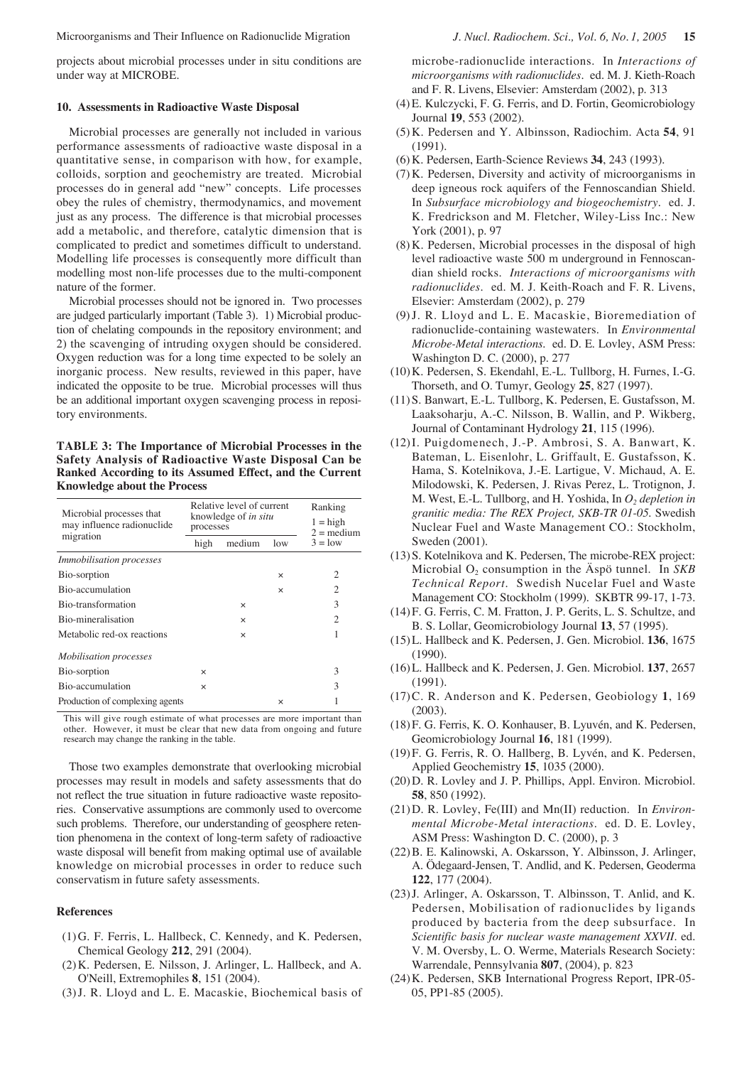projects about microbial processes under in situ conditions are under way at MICROBE.

## 10. Assessments in Radioactive Waste Disposal

Microbial processes are generally not included in various performance assessments of radioactive waste disposal in a quantitative sense, in comparison with how, for example, colloids, sorption and geochemistry are treated. Microbial processes do in general add "new" concepts. Life processes obey the rules of chemistry, thermodynamics, and movement just as any process. The difference is that microbial processes add a metabolic, and therefore, catalytic dimension that is complicated to predict and sometimes difficult to understand. Modelling life processes is consequently more difficult than modelling most non-life processes due to the multi-component nature of the former.

Microbial processes should not be ignored in. Two processes are judged particularly important (Table 3). 1) Microbial production of chelating compounds in the repository environment; and 2) the scavenging of intruding oxygen should be considered. Oxygen reduction was for a long time expected to be solely an inorganic process. New results, reviewed in this paper, have indicated the opposite to be true. Microbial processes will thus be an additional important oxygen scavenging process in repository environments.

**TABLE 3: The Importance of Microbial Processes in the Safety Analysis of Radioactive Waste Disposal Can be Ranked According to its Assumed Effect, and the Current Knowledge about the Process**

| Microbial processes that may influence radionuclide migration | Relative level of current knowledge of *in situ* processes | | | Ranking 1 = high 2 = medium 3 = low |
|---|---|---|---|---|
| | high | medium | low | |
| *Immobilisation processes* | | | | |
| Bio-sorption | | | × | 2 |
| Bio-accumulation | | | × | 2 |
| Bio-transformation | | × | | 3 |
| Bio-mineralisation | | × | | 2 |
| Metabolic red-ox reactions | | × | | 1 |
| *Mobilisation processes* | | | | |
| Bio-sorption | × | | | 3 |
| Bio-accumulation | × | | | 3 |
| Production of complexing agents | | | × | 1 |

This will give rough estimate of what processes are more important than other. However, it must be clear that new data from ongoing and future research may change the ranking in the table.

Those two examples demonstrate that overlooking microbial processes may result in models and safety assessments that do not reflect the true situation in future radioactive waste repositories. Conservative assumptions are commonly used to overcome such problems. Therefore, our understanding of geosphere retention phenomena in the context of long-term safety of radioactive waste disposal will benefit from making optimal use of available knowledge on microbial processes in order to reduce such conservatism in future safety assessments.

## References

(1) G. F. Ferris, L. Hallbeck, C. Kennedy, and K. Pedersen, Chemical Geology **212**, 291 (2004).

(2) K. Pedersen, E. Nilsson, J. Arlinger, L. Hallbeck, and A. O'Neill, Extremophiles **8**, 151 (2004).

(3) J. R. Lloyd and L. E. Macaskie, Biochemical basis of microbe-radionuclide interactions. In *Interactions of microorganisms with radionuclides*. ed. M. J. Kieth-Roach and F. R. Livens, Elsevier: Amsterdam (2002), p. 313

(4) E. Kulczycki, F. G. Ferris, and D. Fortin, Geomicrobiology Journal **19**, 553 (2002).

(5) K. Pedersen and Y. Albinsson, Radiochim. Acta **54**, 91 (1991).

(6) K. Pedersen, Earth-Science Reviews **34**, 243 (1993).

(7) K. Pedersen, Diversity and activity of microorganisms in deep igneous rock aquifers of the Fennoscandian Shield. In *Subsurface microbiology and biogeochemistry*. ed. J. K. Fredrickson and M. Fletcher, Wiley-Liss Inc.: New York (2001), p. 97

(8) K. Pedersen, Microbial processes in the disposal of high level radioactive waste 500 m underground in Fennoscandian shield rocks. *Interactions of microorganisms with radionuclides*. ed. M. J. Keith-Roach and F. R. Livens, Elsevier: Amsterdam (2002), p. 279

(9) J. R. Lloyd and L. E. Macaskie, Bioremediation of radionuclide-containing wastewaters. In *Environmental Microbe-Metal interactions*. ed. D. E. Lovley, ASM Press: Washington D. C. (2000), p. 277

(10) K. Pedersen, S. Ekendahl, E.-L. Tullborg, H. Furnes, I.-G. Thorseth, and O. Tumyr, Geology **25**, 827 (1997).

(11) S. Banwart, E.-L. Tullborg, K. Pedersen, E. Gustafsson, M. Laaksoharju, A.-C. Nilsson, B. Wallin, and P. Wikberg, Journal of Contaminant Hydrology **21**, 115 (1996).

(12) I. Puigdomenech, J.-P. Ambrosi, S. A. Banwart, K. Bateman, L. Eisenlohr, L. Griffault, E. Gustafsson, K. Hama, S. Kotelnikova, J.-E. Lartigue, V. Michaud, A. E. Milodowski, K. Pedersen, J. Rivas Perez, L. Trotignon, J. M. West, E.-L. Tullborg, and H. Yoshida, In *$O_2$ depletion in granitic media: The REX Project, SKB-TR 01-05.* Swedish Nuclear Fuel and Waste Management CO.: Stockholm, Sweden (2001).

(13) S. Kotelnikova and K. Pedersen, The microbe-REX project: Microbial $O_2$ consumption in the Äspö tunnel. In *SKB Technical Report*. Swedish Nucelar Fuel and Waste Management CO: Stockholm (1999). SKBTR 99-17, 1-73.

(14) F. G. Ferris, C. M. Fratton, J. P. Gerits, L. S. Schultze, and B. S. Lollar, Geomicrobiology Journal **13**, 57 (1995).

(15) L. Hallbeck and K. Pedersen, J. Gen. Microbiol. **136**, 1675 (1990).

(16) L. Hallbeck and K. Pedersen, J. Gen. Microbiol. **137**, 2657 (1991).

(17) C. R. Anderson and K. Pedersen, Geobiology **1**, 169 (2003).

(18) F. G. Ferris, K. O. Konhauser, B. Lyuvén, and K. Pedersen, Geomicrobiology Journal **16**, 181 (1999).

(19) F. G. Ferris, R. O. Hallberg, B. Lyvén, and K. Pedersen, Applied Geochemistry **15**, 1035 (2000).

(20) D. R. Lovley and J. P. Phillips, Appl. Environ. Microbiol. **58**, 850 (1992).

(21) D. R. Lovley, Fe(III) and Mn(II) reduction. In *Environmental Microbe-Metal interactions*. ed. D. E. Lovley, ASM Press: Washington D. C. (2000), p. 3

(22) B. E. Kalinowski, A. Oskarsson, Y. Albinsson, J. Arlinger, A. Ödegaard-Jensen, T. Andlid, and K. Pedersen, Geoderma **122**, 177 (2004).

(23) J. Arlinger, A. Oskarsson, T. Albinsson, T. Anlid, and K. Pedersen, Mobilisation of radionuclides by ligands produced by bacteria from the deep subsurface. In *Scientific basis for nuclear waste management XXVII*. ed. V. M. Oversby, L. O. Werme, Materials Research Society: Warrendale, Pennsylvania **807**, (2004), p. 823

(24) K. Pedersen, SKB International Progress Report, IPR-05-05, PP1-85 (2005).